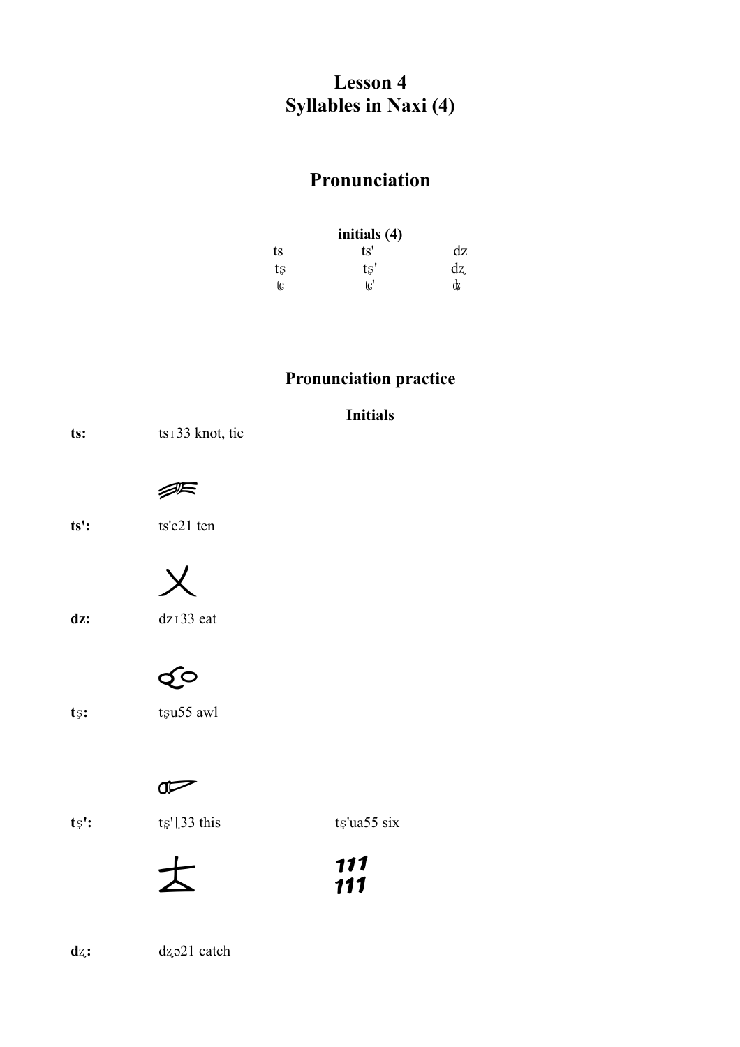# Lesson 4
# Syllables in Naxi (4)

## Pronunciation

**initials (4)**

| | | |
|---|---|---|
| ts | ts' | dz |
| tʂ | tʂ' | dʐ |
| ʨ | ʨ' | ʥ |

## Pronunciation practice

### Initials

**ts:** tsɿ33 knot, tie

**ts':** ts'e21 ten

**dz:** dzɿ33 eat

**tʂ:** tʂu55 awl

**tʂ':** tʂ'ʅ33 this  tʂ'ua55 six

**dʐ:** dʐə21 catch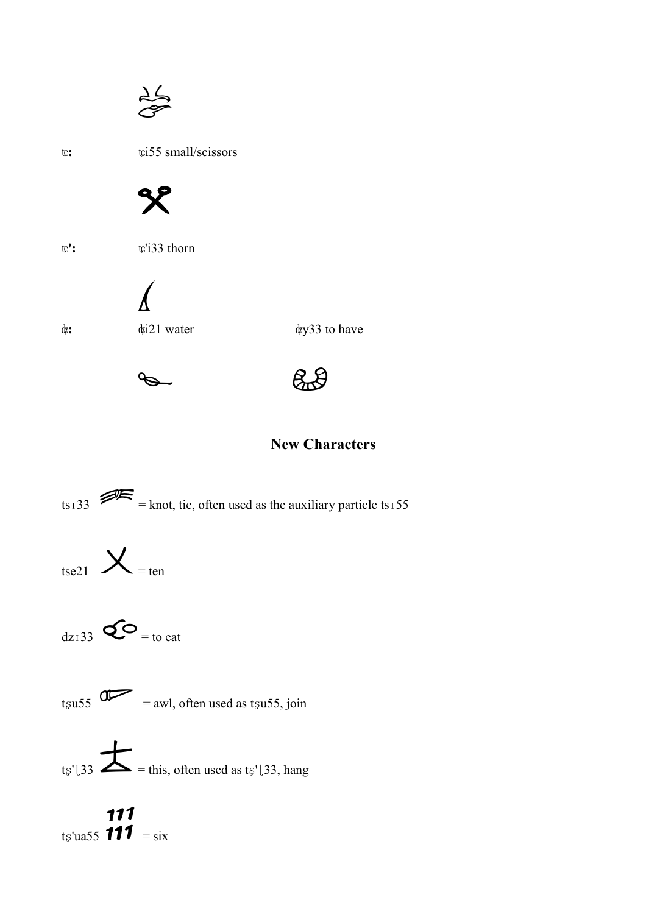tɕ: tɕi55 small/scissors

tɕ': tɕ'i33 thorn

ʥ: ʥi21 water ʥy33 to have

## New Characters

tsɿ33 = knot, tie, often used as the auxiliary particle tsɿ55

tse21 = ten

dzɿ33 = to eat

tʂu55 = awl, often used as tʂu55, join

tʂ'ʅ33 = this, often used as tʂ'ʅ33, hang

tʂ'ua55 = six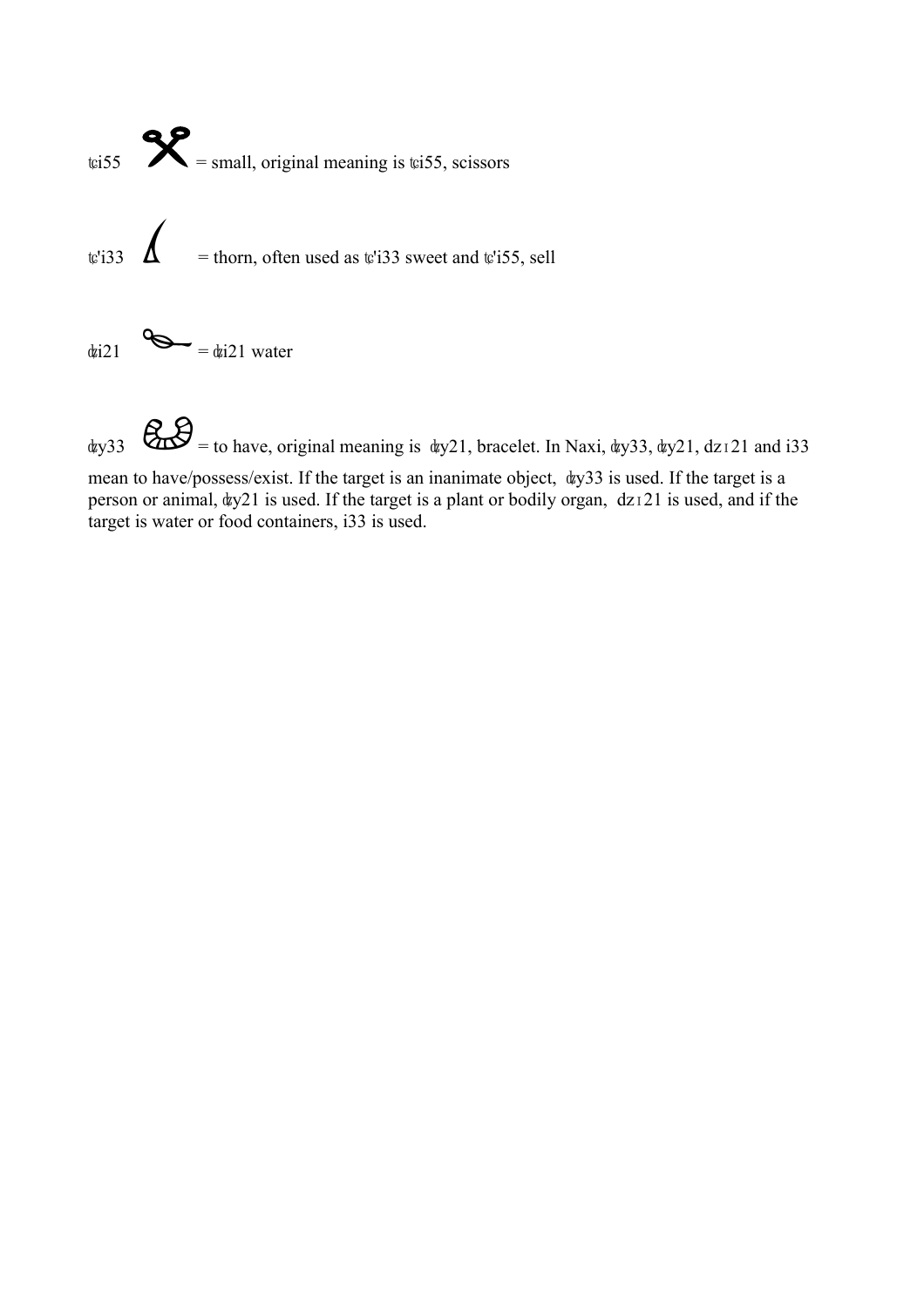tɕi55 = small, original meaning is tɕi55, scissors

tɕ'i33 = thorn, often used as tɕ'i33 sweet and tɕ'i55, sell

dʑi21 = dʑi21 water

dʑy33 = to have, original meaning is dʑy21, bracelet. In Naxi, dʑy33, dʑy21, dzɪ21 and i33 mean to have/possess/exist. If the target is an inanimate object, dʑy33 is used. If the target is a person or animal, dʑy21 is used. If the target is a plant or bodily organ, dzɪ21 is used, and if the target is water or food containers, i33 is used.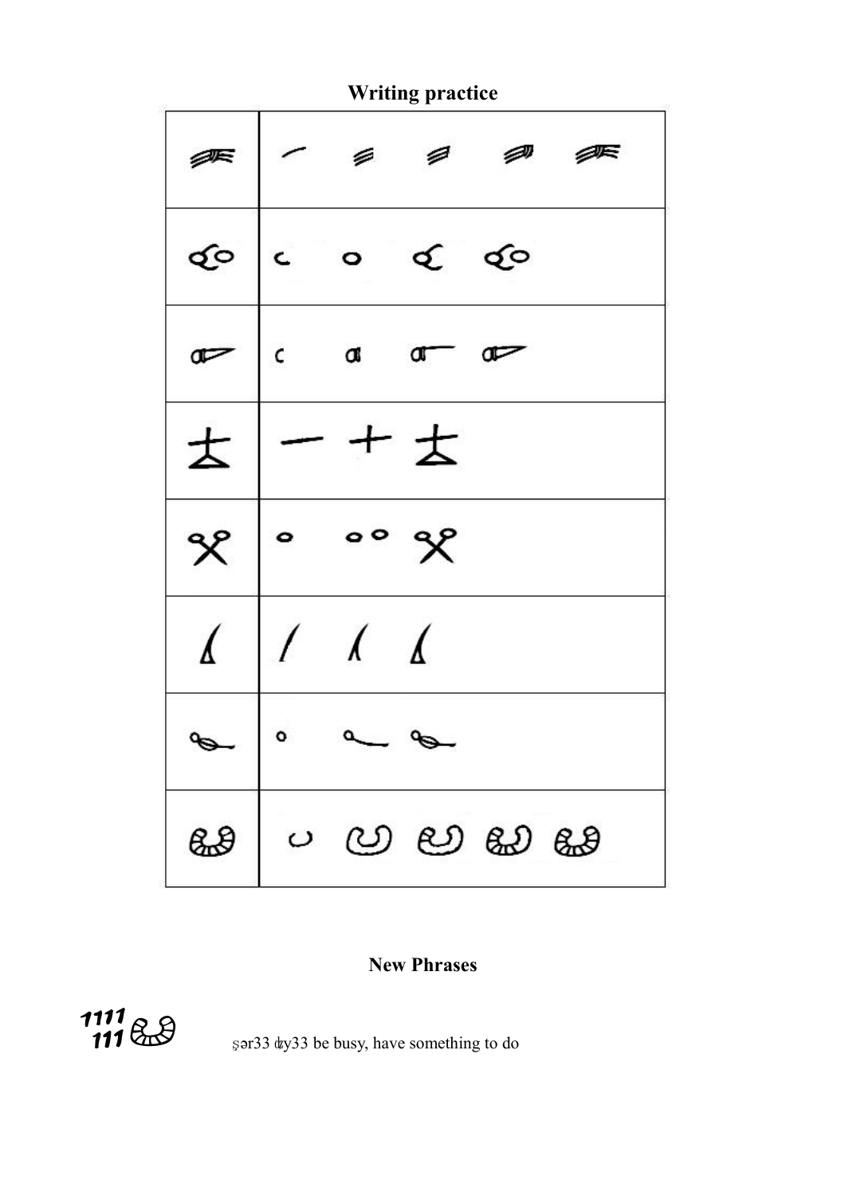## Writing practice

| | |
|---|---|
| | |
| | |
| | |
| | |
| | |
| | |
| | |
| | |

## New Phrases

ʂər33 ʥy33 be busy, have something to do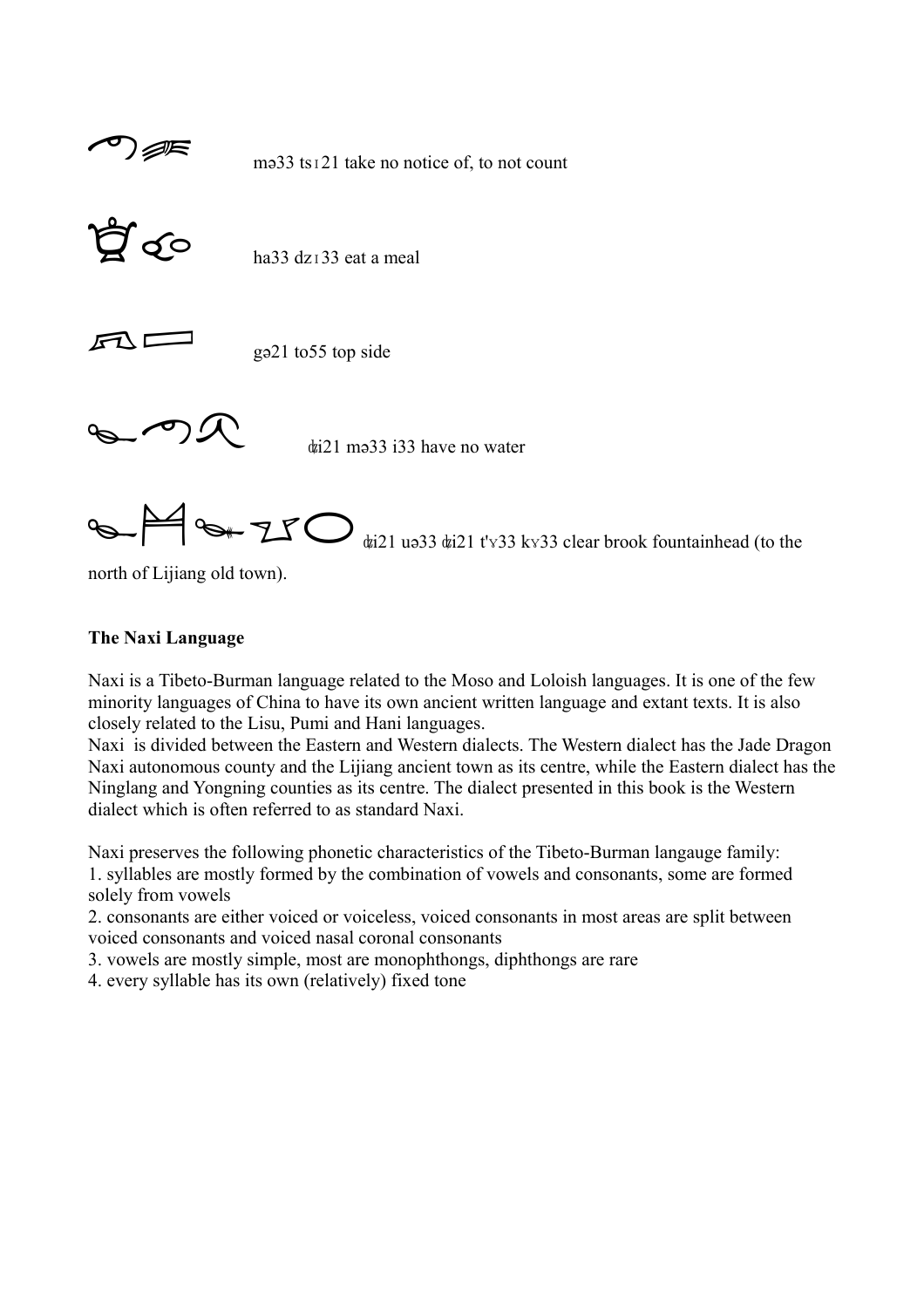mə33 tsɿ21 take no notice of, to not count

ha33 dzɿ33 eat a meal

gə21 to55 top side

ʥi21 mə33 i33 have no water

ʥi21 uə33 ʥi21 t'ɣ33 kɣ33 clear brook fountainhead (to the north of Lijiang old town).

**The Naxi Language**

Naxi is a Tibeto-Burman language related to the Moso and Loloish languages. It is one of the few minority languages of China to have its own ancient written language and extant texts. It is also closely related to the Lisu, Pumi and Hani languages.
Naxi is divided between the Eastern and Western dialects. The Western dialect has the Jade Dragon Naxi autonomous county and the Lijiang ancient town as its centre, while the Eastern dialect has the Ninglang and Yongning counties as its centre. The dialect presented in this book is the Western dialect which is often referred to as standard Naxi.

Naxi preserves the following phonetic characteristics of the Tibeto-Burman langauge family:
1. syllables are mostly formed by the combination of vowels and consonants, some are formed solely from vowels
2. consonants are either voiced or voiceless, voiced consonants in most areas are split between voiced consonants and voiced nasal coronal consonants
3. vowels are mostly simple, most are monophthongs, diphthongs are rare
4. every syllable has its own (relatively) fixed tone